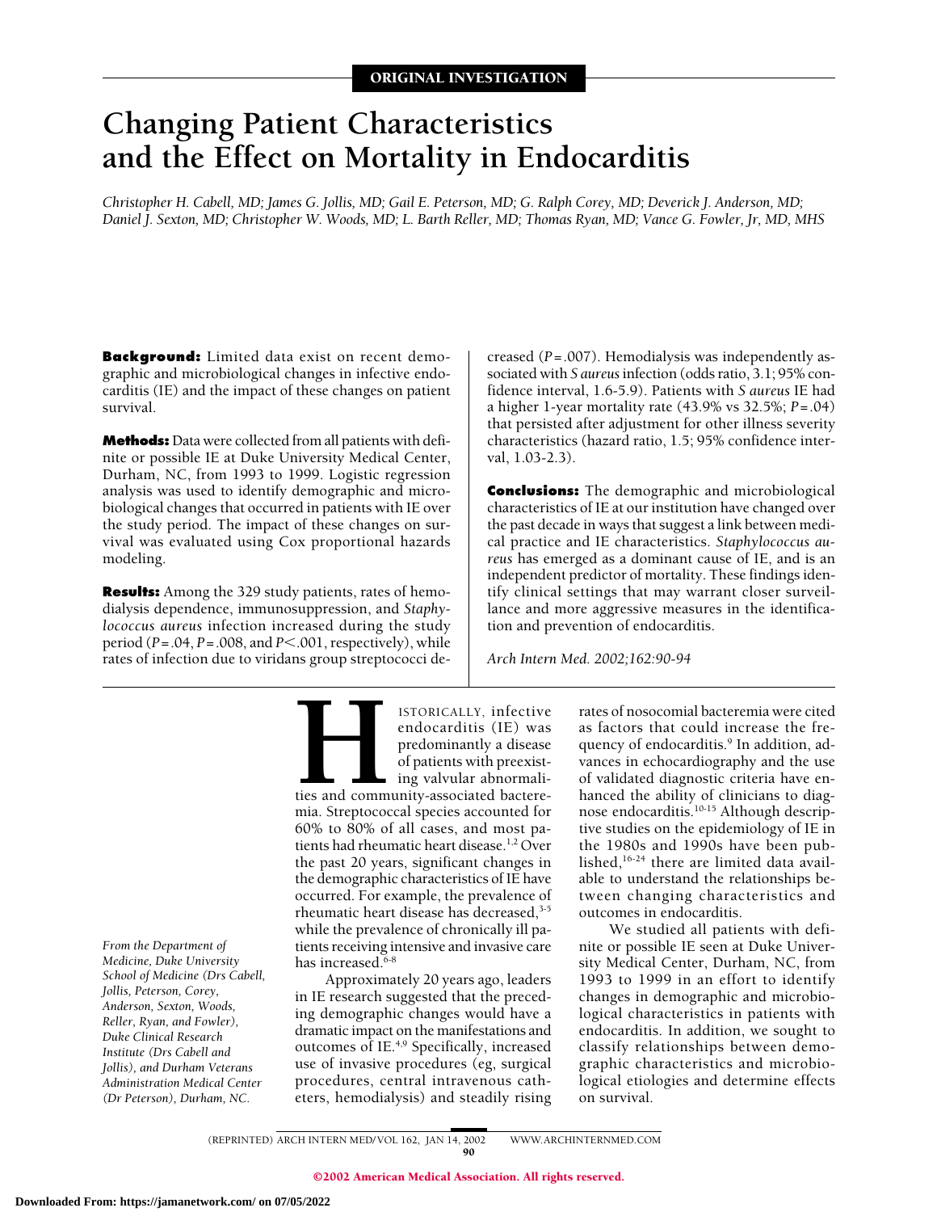ORIGINAL INVESTIGATION

# Changing Patient Characteristics and the Effect on Mortality in Endocarditis

*Christopher H. Cabell, MD; James G. Jollis, MD; Gail E. Peterson, MD; G. Ralph Corey, MD; Deverick J. Anderson, MD; Daniel J. Sexton, MD; Christopher W. Woods, MD; L. Barth Reller, MD; Thomas Ryan, MD; Vance G. Fowler, Jr, MD, MHS*

**Background:** Limited data exist on recent demographic and microbiological changes in infective endocarditis (IE) and the impact of these changes on patient survival.

**Methods:** Data were collected from all patients with definite or possible IE at Duke University Medical Center, Durham, NC, from 1993 to 1999. Logistic regression analysis was used to identify demographic and microbiological changes that occurred in patients with IE over the study period. The impact of these changes on survival was evaluated using Cox proportional hazards modeling.

**Results:** Among the 329 study patients, rates of hemodialysis dependence, immunosuppression, and *Staphylococcus aureus* infection increased during the study period ($P=.04$, $P=.008$, and $P<.001$, respectively), while rates of infection due to viridans group streptococci decreased ($P=.007$). Hemodialysis was independently associated with *S aureus* infection (odds ratio, 3.1; 95% confidence interval, 1.6-5.9). Patients with *S aureus* IE had a higher 1-year mortality rate (43.9% vs 32.5%; $P=.04$) that persisted after adjustment for other illness severity characteristics (hazard ratio, 1.5; 95% confidence interval, 1.03-2.3).

**Conclusions:** The demographic and microbiological characteristics of IE at our institution have changed over the past decade in ways that suggest a link between medical practice and IE characteristics. *Staphylococcus aureus* has emerged as a dominant cause of IE, and is an independent predictor of mortality. These findings identify clinical settings that may warrant closer surveillance and more aggressive measures in the identification and prevention of endocarditis.

*Arch Intern Med. 2002;162:90-94*

HISTORICALLY, infective endocarditis (IE) was predominantly a disease of patients with preexisting valvular abnormalities and community-associated bacteremia. Streptococcal species accounted for 60% to 80% of all cases, and most patients had rheumatic heart disease.[1,2] Over the past 20 years, significant changes in the demographic characteristics of IE have occurred. For example, the prevalence of rheumatic heart disease has decreased,[3-5] while the prevalence of chronically ill patients receiving intensive and invasive care has increased.[6-8]

Approximately 20 years ago, leaders in IE research suggested that the preceding demographic changes would have a dramatic impact on the manifestations and outcomes of IE.[4,9] Specifically, increased use of invasive procedures (eg, surgical procedures, central intravenous catheters, hemodialysis) and steadily rising rates of nosocomial bacteremia were cited as factors that could increase the frequency of endocarditis.[9] In addition, advances in echocardiography and the use of validated diagnostic criteria have enhanced the ability of clinicians to diagnose endocarditis.[10-15] Although descriptive studies on the epidemiology of IE in the 1980s and 1990s have been published,[16-24] there are limited data available to understand the relationships between changing characteristics and outcomes in endocarditis.

We studied all patients with definite or possible IE seen at Duke University Medical Center, Durham, NC, from 1993 to 1999 in an effort to identify changes in demographic and microbiological characteristics in patients with endocarditis. In addition, we sought to classify relationships between demographic characteristics and microbiological etiologies and determine effects on survival.

*From the Department of Medicine, Duke University School of Medicine (Drs Cabell, Jollis, Peterson, Corey, Anderson, Sexton, Woods, Reller, Ryan, and Fowler), Duke Clinical Research Institute (Drs Cabell and Jollis), and Durham Veterans Administration Medical Center (Dr Peterson), Durham, NC.*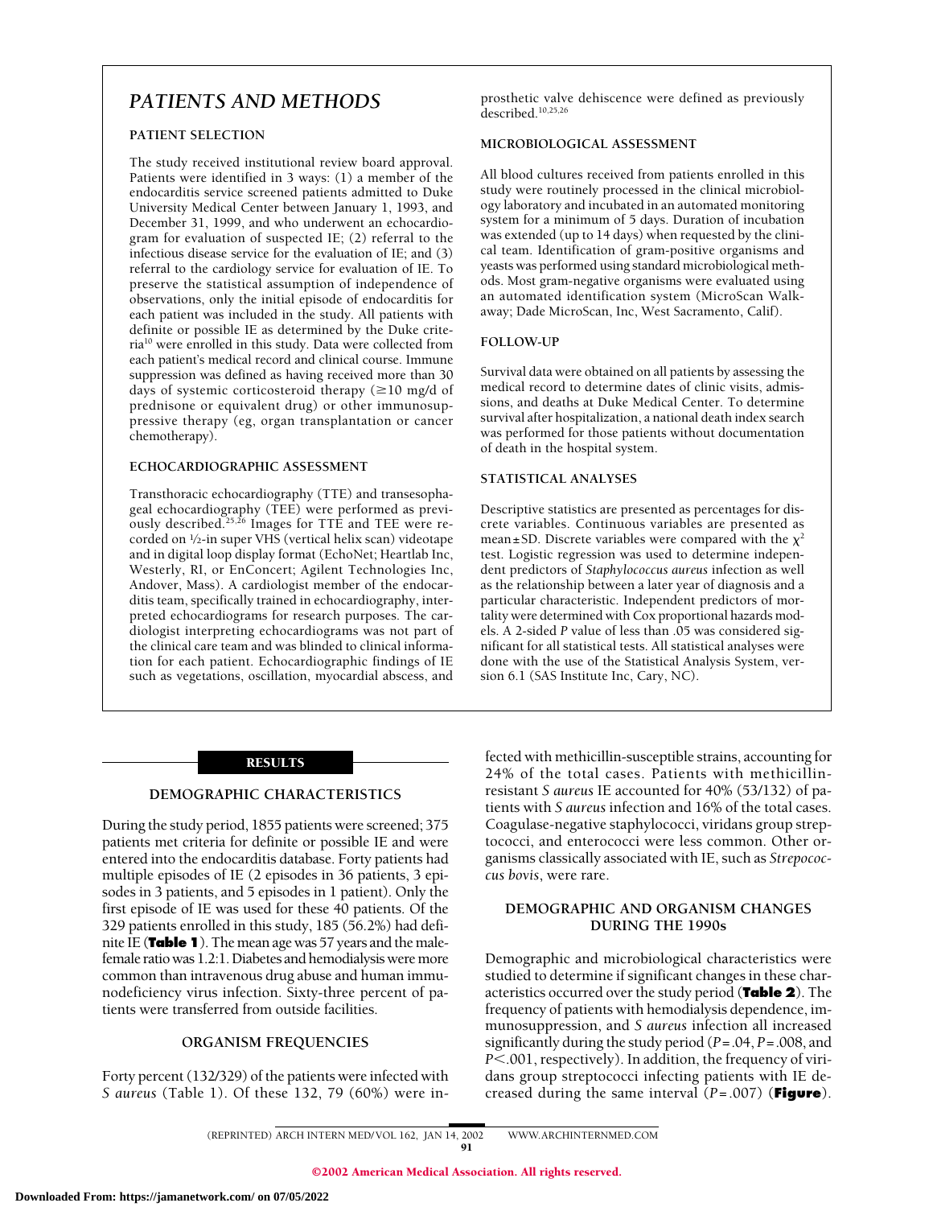# PATIENTS AND METHODS

## PATIENT SELECTION

The study received institutional review board approval. Patients were identified in 3 ways: (1) a member of the endocarditis service screened patients admitted to Duke University Medical Center between January 1, 1993, and December 31, 1999, and who underwent an echocardiogram for evaluation of suspected IE; (2) referral to the infectious disease service for the evaluation of IE; and (3) referral to the cardiology service for evaluation of IE. To preserve the statistical assumption of independence of observations, only the initial episode of endocarditis for each patient was included in the study. All patients with definite or possible IE as determined by the Duke criteria[10] were enrolled in this study. Data were collected from each patient's medical record and clinical course. Immune suppression was defined as having received more than 30 days of systemic corticosteroid therapy (≥10 mg/d of prednisone or equivalent drug) or other immunosuppressive therapy (eg, organ transplantation or cancer chemotherapy).

## ECHOCARDIOGRAPHIC ASSESSMENT

Transthoracic echocardiography (TTE) and transesophageal echocardiography (TEE) were performed as previously described.[25,26] Images for TTE and TEE were recorded on ½-in super VHS (vertical helix scan) videotape and in digital loop display format (EchoNet; Heartlab Inc, Westerly, RI, or EnConcert; Agilent Technologies Inc, Andover, Mass). A cardiologist member of the endocarditis team, specifically trained in echocardiography, interpreted echocardiograms for research purposes. The cardiologist interpreting echocardiograms was not part of the clinical care team and was blinded to clinical information for each patient. Echocardiographic findings of IE such as vegetations, oscillation, myocardial abscess, and prosthetic valve dehiscence were defined as previously described.[10,25,26]

## MICROBIOLOGICAL ASSESSMENT

All blood cultures received from patients enrolled in this study were routinely processed in the clinical microbiology laboratory and incubated in an automated monitoring system for a minimum of 5 days. Duration of incubation was extended (up to 14 days) when requested by the clinical team. Identification of gram-positive organisms and yeasts was performed using standard microbiological methods. Most gram-negative organisms were evaluated using an automated identification system (MicroScan Walkaway; Dade MicroScan, Inc, West Sacramento, Calif).

## FOLLOW-UP

Survival data were obtained on all patients by assessing the medical record to determine dates of clinic visits, admissions, and deaths at Duke Medical Center. To determine survival after hospitalization, a national death index search was performed for those patients without documentation of death in the hospital system.

## STATISTICAL ANALYSES

Descriptive statistics are presented as percentages for discrete variables. Continuous variables are presented as mean ± SD. Discrete variables were compared with the $\chi^2$ test. Logistic regression was used to determine independent predictors of *Staphylococcus aureus* infection as well as the relationship between a later year of diagnosis and a particular characteristic. Independent predictors of mortality were determined with Cox proportional hazards models. A 2-sided *P* value of less than .05 was considered significant for all statistical tests. All statistical analyses were done with the use of the Statistical Analysis System, version 6.1 (SAS Institute Inc, Cary, NC).

# RESULTS

## DEMOGRAPHIC CHARACTERISTICS

During the study period, 1855 patients were screened; 375 patients met criteria for definite or possible IE and were entered into the endocarditis database. Forty patients had multiple episodes of IE (2 episodes in 36 patients, 3 episodes in 3 patients, and 5 episodes in 1 patient). Only the first episode of IE was used for these 40 patients. Of the 329 patients enrolled in this study, 185 (56.2%) had definite IE (**Table 1**). The mean age was 57 years and the male-female ratio was 1.2:1. Diabetes and hemodialysis were more common than intravenous drug abuse and human immunodeficiency virus infection. Sixty-three percent of patients were transferred from outside facilities.

## ORGANISM FREQUENCIES

Forty percent (132/329) of the patients were infected with *S aureus* (Table 1). Of these 132, 79 (60%) were infected with methicillin-susceptible strains, accounting for 24% of the total cases. Patients with methicillin-resistant *S aureus* IE accounted for 40% (53/132) of patients with *S aureus* infection and 16% of the total cases. Coagulase-negative staphylococci, viridans group streptococci, and enterococci were less common. Other organisms classically associated with IE, such as *Strepococcus bovis*, were rare.

## DEMOGRAPHIC AND ORGANISM CHANGES DURING THE 1990s

Demographic and microbiological characteristics were studied to determine if significant changes in these characteristics occurred over the study period (**Table 2**). The frequency of patients with hemodialysis dependence, immunosuppression, and *S aureus* infection all increased significantly during the study period (*P*=.04, *P*=.008, and *P*<.001, respectively). In addition, the frequency of viridans group streptococci infecting patients with IE decreased during the same interval (*P*=.007) (**Figure**).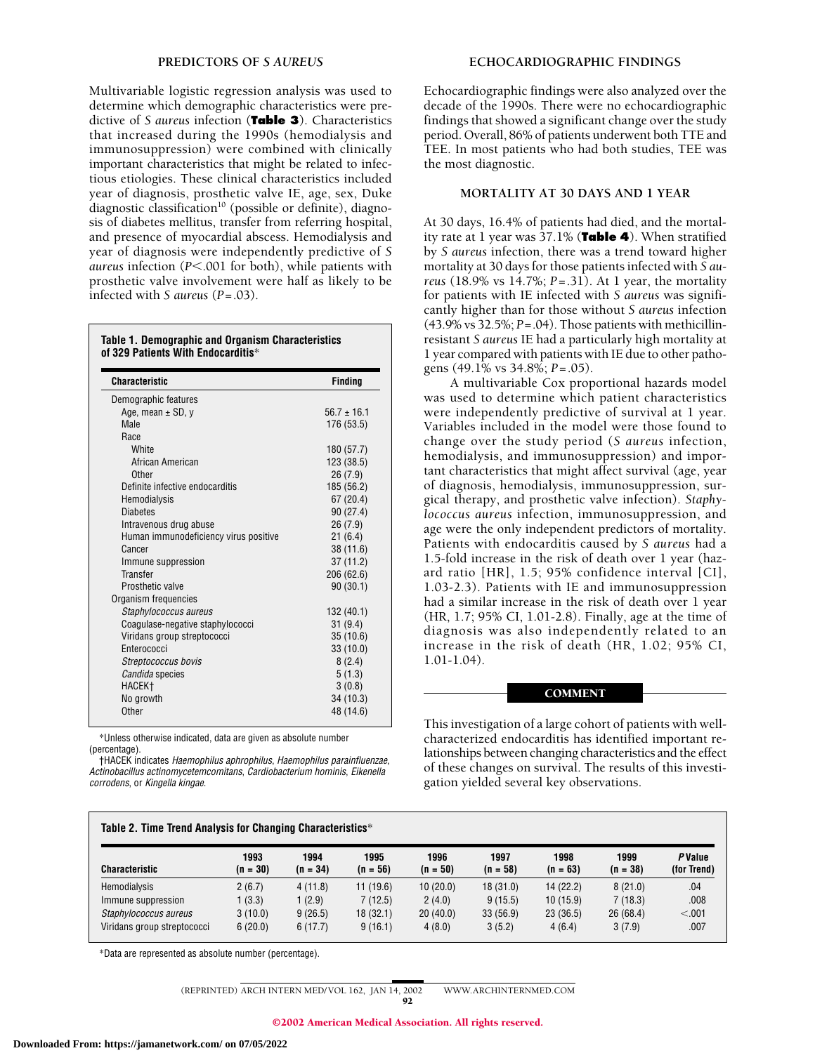## PREDICTORS OF *S AUREUS*

Multivariable logistic regression analysis was used to determine which demographic characteristics were predictive of *S aureus* infection (**Table 3**). Characteristics that increased during the 1990s (hemodialysis and immunosuppression) were combined with clinically important characteristics that might be related to infectious etiologies. These clinical characteristics included year of diagnosis, prosthetic valve IE, age, sex, Duke diagnostic classification[10] (possible or definite), diagnosis of diabetes mellitus, transfer from referring hospital, and presence of myocardial abscess. Hemodialysis and year of diagnosis were independently predictive of *S aureus* infection ($P<.001$ for both), while patients with prosthetic valve involvement were half as likely to be infected with *S aureus* ($P=.03$).

**Table 1. Demographic and Organism Characteristics of 329 Patients With Endocarditis***

| Characteristic | Finding |
|---|---|
| Demographic features | |
| Age, mean ± SD, y | 56.7 ± 16.1 |
| Male | 176 (53.5) |
| Race | |
| White | 180 (57.7) |
| African American | 123 (38.5) |
| Other | 26 (7.9) |
| Definite infective endocarditis | 185 (56.2) |
| Hemodialysis | 67 (20.4) |
| Diabetes | 90 (27.4) |
| Intravenous drug abuse | 26 (7.9) |
| Human immunodeficiency virus positive | 21 (6.4) |
| Cancer | 38 (11.6) |
| Immune suppression | 37 (11.2) |
| Transfer | 206 (62.6) |
| Prosthetic valve | 90 (30.1) |
| Organism frequencies | |
| *Staphylococcus aureus* | 132 (40.1) |
| Coagulase-negative staphylococci | 31 (9.4) |
| Viridans group streptococci | 35 (10.6) |
| Enterococci | 33 (10.0) |
| *Streptococcus bovis* | 8 (2.4) |
| *Candida* species | 5 (1.3) |
| HACEK† | 3 (0.8) |
| No growth | 34 (10.3) |
| Other | 48 (14.6) |

*Unless otherwise indicated, data are given as absolute number (percentage).
†HACEK indicates *Haemophilus aphrophilus*, *Haemophilus parainfluenzae*, *Actinobacillus actinomycetemcomitans*, *Cardiobacterium hominis*, *Eikenella corrodens*, or *Kingella kingae*.

## ECHOCARDIOGRAPHIC FINDINGS

Echocardiographic findings were also analyzed over the decade of the 1990s. There were no echocardiographic findings that showed a significant change over the study period. Overall, 86% of patients underwent both TTE and TEE. In most patients who had both studies, TEE was the most diagnostic.

## MORTALITY AT 30 DAYS AND 1 YEAR

At 30 days, 16.4% of patients had died, and the mortality rate at 1 year was 37.1% (**Table 4**). When stratified by *S aureus* infection, there was a trend toward higher mortality at 30 days for those patients infected with *S aureus* (18.9% vs 14.7%; $P=.31$). At 1 year, the mortality for patients with IE infected with *S aureus* was significantly higher than for those without *S aureus* infection (43.9% vs 32.5%; $P=.04$). Those patients with methicillin-resistant *S aureus* IE had a particularly high mortality at 1 year compared with patients with IE due to other pathogens (49.1% vs 34.8%; $P=.05$).

A multivariable Cox proportional hazards model was used to determine which patient characteristics were independently predictive of survival at 1 year. Variables included in the model were those found to change over the study period (*S aureus* infection, hemodialysis, and immunosuppression) and important characteristics that might affect survival (age, year of diagnosis, hemodialysis, immunosuppression, surgical therapy, and prosthetic valve infection). *Staphylococcus aureus* infection, immunosuppression, and age were the only independent predictors of mortality. Patients with endocarditis caused by *S aureus* had a 1.5-fold increase in the risk of death over 1 year (hazard ratio [HR], 1.5; 95% confidence interval [CI], 1.03-2.3). Patients with IE and immunosuppression had a similar increase in the risk of death over 1 year (HR, 1.7; 95% CI, 1.01-2.8). Finally, age at the time of diagnosis was also independently related to an increase in the risk of death (HR, 1.02; 95% CI, 1.01-1.04).

## COMMENT

This investigation of a large cohort of patients with well-characterized endocarditis has identified important relationships between changing characteristics and the effect of these changes on survival. The results of this investigation yielded several key observations.

**Table 2. Time Trend Analysis for Changing Characteristics***

| Characteristic | 1993 (n = 30) | 1994 (n = 34) | 1995 (n = 56) | 1996 (n = 50) | 1997 (n = 58) | 1998 (n = 63) | 1999 (n = 38) | *P* Value (for Trend) |
|---|---|---|---|---|---|---|---|---|
| Hemodialysis | 2 (6.7) | 4 (11.8) | 11 (19.6) | 10 (20.0) | 18 (31.0) | 14 (22.2) | 8 (21.0) | .04 |
| Immune suppression | 1 (3.3) | 1 (2.9) | 7 (12.5) | 2 (4.0) | 9 (15.5) | 10 (15.9) | 7 (18.3) | .008 |
| *Staphylococcus aureus* | 3 (10.0) | 9 (26.5) | 18 (32.1) | 20 (40.0) | 33 (56.9) | 23 (36.5) | 26 (68.4) | <.001 |
| Viridans group streptococci | 6 (20.0) | 6 (17.7) | 9 (16.1) | 4 (8.0) | 3 (5.2) | 4 (6.4) | 3 (7.9) | .007 |

*Data are represented as absolute number (percentage).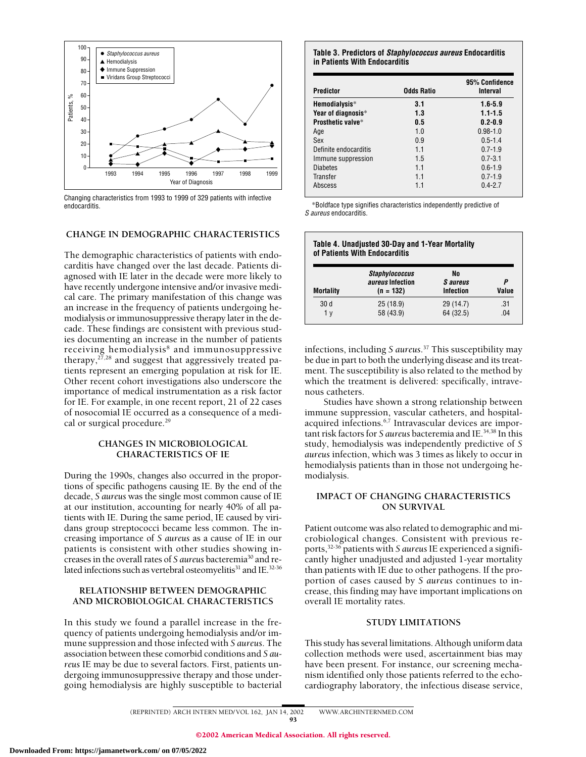Changing characteristics from 1993 to 1999 of 329 patients with infective endocarditis.

## CHANGE IN DEMOGRAPHIC CHARACTERISTICS

The demographic characteristics of patients with endocarditis have changed over the last decade. Patients diagnosed with IE later in the decade were more likely to have recently undergone intensive and/or invasive medical care. The primary manifestation of this change was an increase in the frequency of patients undergoing hemodialysis or immunosuppressive therapy later in the decade. These findings are consistent with previous studies documenting an increase in the number of patients receiving hemodialysis[8] and immunosuppressive therapy,[27,28] and suggest that aggressively treated patients represent an emerging population at risk for IE. Other recent cohort investigations also underscore the importance of medical instrumentation as a risk factor for IE. For example, in one recent report, 21 of 22 cases of nosocomial IE occurred as a consequence of a medical or surgical procedure.[29]

## CHANGES IN MICROBIOLOGICAL CHARACTERISTICS OF IE

During the 1990s, changes also occurred in the proportions of specific pathogens causing IE. By the end of the decade, *S aureus* was the single most common cause of IE at our institution, accounting for nearly 40% of all patients with IE. During the same period, IE caused by viridans group streptococci became less common. The increasing importance of *S aureus* as a cause of IE in our patients is consistent with other studies showing increases in the overall rates of *S aureus* bacteremia[30] and related infections such as vertebral osteomyelitis[31] and IE.[32-36]

## RELATIONSHIP BETWEEN DEMOGRAPHIC AND MICROBIOLOGICAL CHARACTERISTICS

In this study we found a parallel increase in the frequency of patients undergoing hemodialysis and/or immune suppression and those infected with *S aureus*. The association between these comorbid conditions and *S aureus* IE may be due to several factors. First, patients undergoing immunosuppressive therapy and those undergoing hemodialysis are highly susceptible to bacterial infections, including *S aureus*.[37] This susceptibility may be due in part to both the underlying disease and its treatment. The susceptibility is also related to the method by which the treatment is delivered: specifically, intravenous catheters.

Studies have shown a strong relationship between immune suppression, vascular catheters, and hospital-acquired infections.[6,7] Intravascular devices are important risk factors for *S aureus* bacteremia and IE.[34,38] In this study, hemodialysis was independently predictive of *S aureus* infection, which was 3 times as likely to occur in hemodialysis patients than in those not undergoing hemodialysis.

**Table 3. Predictors of *Staphylococcus aureus* Endocarditis in Patients With Endocarditis**

| Predictor | Odds Ratio | 95% Confidence Interval |
|---|---|---|
| **Hemodialysis*** | **3.1** | **1.6-5.9** |
| **Year of diagnosis*** | **1.3** | **1.1-1.5** |
| **Prosthetic valve*** | **0.5** | **0.2-0.9** |
| Age | 1.0 | 0.98-1.0 |
| Sex | 0.9 | 0.5-1.4 |
| Definite endocarditis | 1.1 | 0.7-1.9 |
| Immune suppression | 1.5 | 0.7-3.1 |
| Diabetes | 1.1 | 0.6-1.9 |
| Transfer | 1.1 | 0.7-1.9 |
| Abscess | 1.1 | 0.4-2.7 |

*Boldface type signifies characteristics independently predictive of *S aureus* endocarditis.

**Table 4. Unadjusted 30-Day and 1-Year Mortality of Patients With Endocarditis**

| Mortality | *Staphylococcus aureus* Infection (n = 132) | No *S aureus* Infection | *P* Value |
|---|---|---|---|
| 30 d | 25 (18.9) | 29 (14.7) | .31 |
| 1 y | 58 (43.9) | 64 (32.5) | .04 |

## IMPACT OF CHANGING CHARACTERISTICS ON SURVIVAL

Patient outcome was also related to demographic and microbiological changes. Consistent with previous reports,[32-36] patients with *S aureus* IE experienced a significantly higher unadjusted and adjusted 1-year mortality than patients with IE due to other pathogens. If the proportion of cases caused by *S aureus* continues to increase, this finding may have important implications on overall IE mortality rates.

## STUDY LIMITATIONS

This study has several limitations. Although uniform data collection methods were used, ascertainment bias may have been present. For instance, our screening mechanism identified only those patients referred to the echocardiography laboratory, the infectious disease service,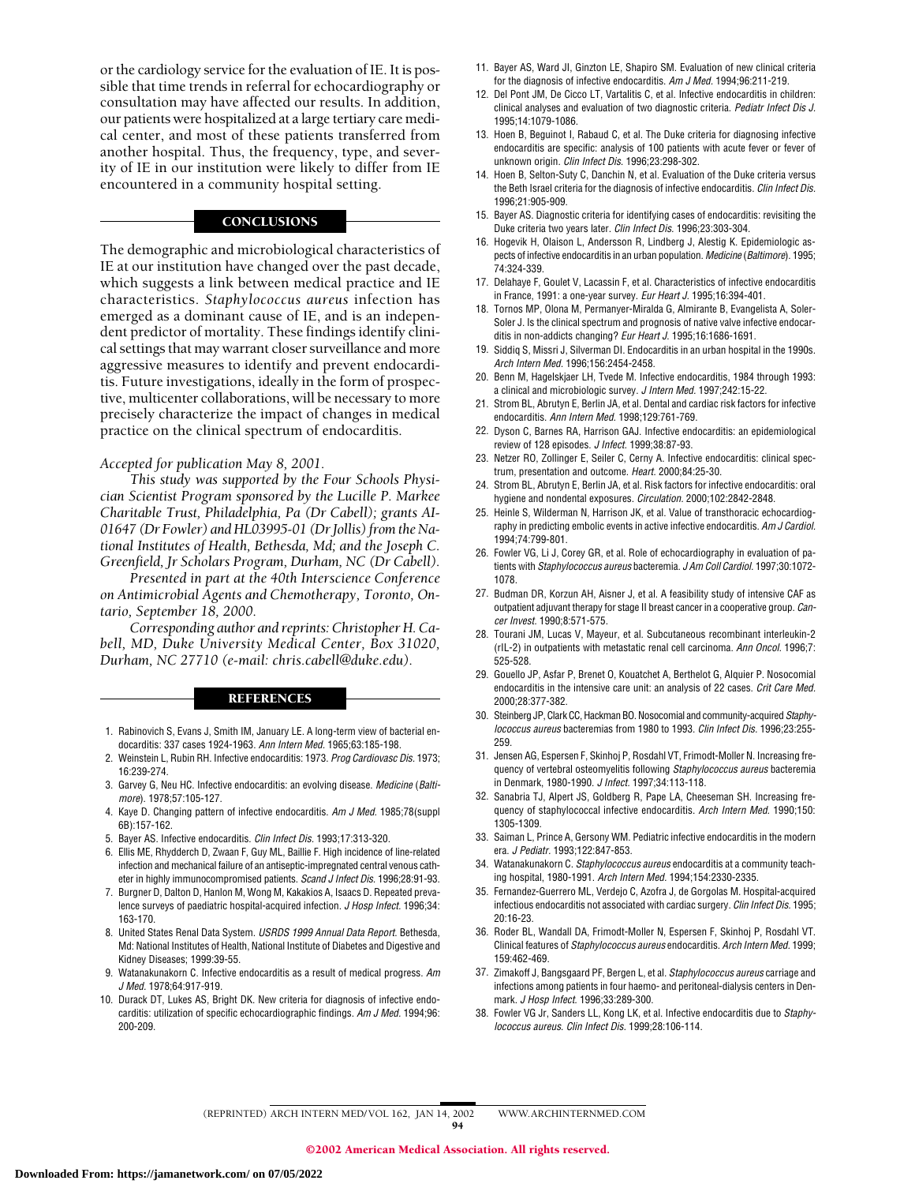or the cardiology service for the evaluation of IE. It is possible that time trends in referral for echocardiography or consultation may have affected our results. In addition, our patients were hospitalized at a large tertiary care medical center, and most of these patients transferred from another hospital. Thus, the frequency, type, and severity of IE in our institution were likely to differ from IE encountered in a community hospital setting.

## CONCLUSIONS

The demographic and microbiological characteristics of IE at our institution have changed over the past decade, which suggests a link between medical practice and IE characteristics. *Staphylococcus aureus* infection has emerged as a dominant cause of IE, and is an independent predictor of mortality. These findings identify clinical settings that may warrant closer surveillance and more aggressive measures to identify and prevent endocarditis. Future investigations, ideally in the form of prospective, multicenter collaborations, will be necessary to more precisely characterize the impact of changes in medical practice on the clinical spectrum of endocarditis.

*Accepted for publication May 8, 2001.*

*This study was supported by the Four Schools Physician Scientist Program sponsored by the Lucille P. Markee Charitable Trust, Philadelphia, Pa (Dr Cabell); grants AI-01647 (Dr Fowler) and HL03995-01 (Dr Jollis) from the National Institutes of Health, Bethesda, Md; and the Joseph C. Greenfield, Jr Scholars Program, Durham, NC (Dr Cabell).*

*Presented in part at the 40th Interscience Conference on Antimicrobial Agents and Chemotherapy, Toronto, Ontario, September 18, 2000.*

*Corresponding author and reprints: Christopher H. Cabell, MD, Duke University Medical Center, Box 31020, Durham, NC 27710 (e-mail: chris.cabell@duke.edu).*

## REFERENCES

1. Rabinovich S, Evans J, Smith IM, January LE. A long-term view of bacterial endocarditis: 337 cases 1924-1963. *Ann Intern Med.* 1965;63:185-198.
2. Weinstein L, Rubin RH. Infective endocarditis: 1973. *Prog Cardiovasc Dis.* 1973;16:239-274.
3. Garvey G, Neu HC. Infective endocarditis: an evolving disease. *Medicine (Baltimore).* 1978;57:105-127.
4. Kaye D. Changing pattern of infective endocarditis. *Am J Med.* 1985;78(suppl 6B):157-162.
5. Bayer AS. Infective endocarditis. *Clin Infect Dis.* 1993;17:313-320.
6. Ellis ME, Rhydderch D, Zwaan F, Guy ML, Baillie F. High incidence of line-related infection and mechanical failure of an antiseptic-impregnated central venous catheter in highly immunocompromised patients. *Scand J Infect Dis.* 1996;28:91-93.
7. Burgner D, Dalton D, Hanlon M, Wong M, Kakakios A, Isaacs D. Repeated prevalence surveys of paediatric hospital-acquired infection. *J Hosp Infect.* 1996;34:163-170.
8. United States Renal Data System. *USRDS 1999 Annual Data Report.* Bethesda, Md: National Institutes of Health, National Institute of Diabetes and Digestive and Kidney Diseases; 1999:39-55.
9. Watanakunakorn C. Infective endocarditis as a result of medical progress. *Am J Med.* 1978;64:917-919.
10. Durack DT, Lukes AS, Bright DK. New criteria for diagnosis of infective endocarditis: utilization of specific echocardiographic findings. *Am J Med.* 1994;96:200-209.
11. Bayer AS, Ward JI, Ginzton LE, Shapiro SM. Evaluation of new clinical criteria for the diagnosis of infective endocarditis. *Am J Med.* 1994;96:211-219.
12. Del Pont JM, De Cicco LT, Vartalitis C, et al. Infective endocarditis in children: clinical analyses and evaluation of two diagnostic criteria. *Pediatr Infect Dis J.* 1995;14:1079-1086.
13. Hoen B, Beguinot I, Rabaud C, et al. The Duke criteria for diagnosing infective endocarditis are specific: analysis of 100 patients with acute fever or fever of unknown origin. *Clin Infect Dis.* 1996;23:298-302.
14. Hoen B, Selton-Suty C, Danchin N, et al. Evaluation of the Duke criteria versus the Beth Israel criteria for the diagnosis of infective endocarditis. *Clin Infect Dis.* 1996;21:905-909.
15. Bayer AS. Diagnostic criteria for identifying cases of endocarditis: revisiting the Duke criteria two years later. *Clin Infect Dis.* 1996;23:303-304.
16. Hogevik H, Olaison L, Andersson R, Lindberg J, Alestig K. Epidemiologic aspects of infective endocarditis in an urban population. *Medicine (Baltimore).* 1995;74:324-339.
17. Delahaye F, Goulet V, Lacassin F, et al. Characteristics of infective endocarditis in France, 1991: a one-year survey. *Eur Heart J.* 1995;16:394-401.
18. Tornos MP, Olona M, Permanyer-Miralda G, Almirante B, Evangelista A, Soler-Soler J. Is the clinical spectrum and prognosis of native valve infective endocarditis in non-addicts changing? *Eur Heart J.* 1995;16:1686-1691.
19. Siddiq S, Missri J, Silverman DI. Endocarditis in an urban hospital in the 1990s. *Arch Intern Med.* 1996;156:2454-2458.
20. Benn M, Hagelskjaer LH, Tvede M. Infective endocarditis, 1984 through 1993: a clinical and microbiologic survey. *J Intern Med.* 1997;242:15-22.
21. Strom BL, Abrutyn E, Berlin JA, et al. Dental and cardiac risk factors for infective endocarditis. *Ann Intern Med.* 1998;129:761-769.
22. Dyson C, Barnes RA, Harrison GAJ. Infective endocarditis: an epidemiological review of 128 episodes. *J Infect.* 1999;38:87-93.
23. Netzer RO, Zollinger E, Seiler C, Cerny A. Infective endocarditis: clinical spectrum, presentation and outcome. *Heart.* 2000;84:25-30.
24. Strom BL, Abrutyn E, Berlin JA, et al. Risk factors for infective endocarditis: oral hygiene and nondental exposures. *Circulation.* 2000;102:2842-2848.
25. Heinle S, Wilderman N, Harrison JK, et al. Value of transthoracic echocardiography in predicting embolic events in active infective endocarditis. *Am J Cardiol.* 1994;74:799-801.
26. Fowler VG, Li J, Corey GR, et al. Role of echocardiography in evaluation of patients with *Staphylococcus aureus* bacteremia. *J Am Coll Cardiol.* 1997;30:1072-1078.
27. Budman DR, Korzun AH, Aisner J, et al. A feasibility study of intensive CAF as outpatient adjuvant therapy for stage II breast cancer in a cooperative group. *Cancer Invest.* 1990;8:571-575.
28. Tourani JM, Lucas V, Mayeur, et al. Subcutaneous recombinant interleukin-2 (rIL-2) in outpatients with metastatic renal cell carcinoma. *Ann Oncol.* 1996;7:525-528.
29. Gouello JP, Asfar P, Brenet O, Kouatchet A, Berthelot G, Alquier P. Nosocomial endocarditis in the intensive care unit: an analysis of 22 cases. *Crit Care Med.* 2000;28:377-382.
30. Steinberg JP, Clark CC, Hackman BO. Nosocomial and community-acquired *Staphylococcus aureus* bacteremias from 1980 to 1993. *Clin Infect Dis.* 1996;23:255-259.
31. Jensen AG, Espersen F, Skinhoj P, Rosdahl VT, Frimodt-Moller N. Increasing frequency of vertebral osteomyelitis following *Staphylococcus aureus* bacteremia in Denmark, 1980-1990. *J Infect.* 1997;34:113-118.
32. Sanabria TJ, Alpert JS, Goldberg R, Pape LA, Cheeseman SH. Increasing frequency of staphylococcal infective endocarditis. *Arch Intern Med.* 1990;150:1305-1309.
33. Saiman L, Prince A, Gersony WM. Pediatric infective endocarditis in the modern era. *J Pediatr.* 1993;122:847-853.
34. Watanakunakorn C. *Staphylococcus aureus* endocarditis at a community teaching hospital, 1980-1991. *Arch Intern Med.* 1994;154:2330-2335.
35. Fernandez-Guerrero ML, Verdejo C, Azofra J, de Gorgolas M. Hospital-acquired infectious endocarditis not associated with cardiac surgery. *Clin Infect Dis.* 1995;20:16-23.
36. Roder BL, Wandall DA, Frimodt-Moller N, Espersen F, Skinhoj P, Rosdahl VT. Clinical features of *Staphylococcus aureus* endocarditis. *Arch Intern Med.* 1999;159:462-469.
37. Zimakoff J, Bangsgaard PF, Bergen L, et al. *Staphylococcus aureus* carriage and infections among patients in four haemo- and peritoneal-dialysis centers in Denmark. *J Hosp Infect.* 1996;33:289-300.
38. Fowler VG Jr, Sanders LL, Kong LK, et al. Infective endocarditis due to *Staphylococcus aureus. Clin Infect Dis.* 1999;28:106-114.